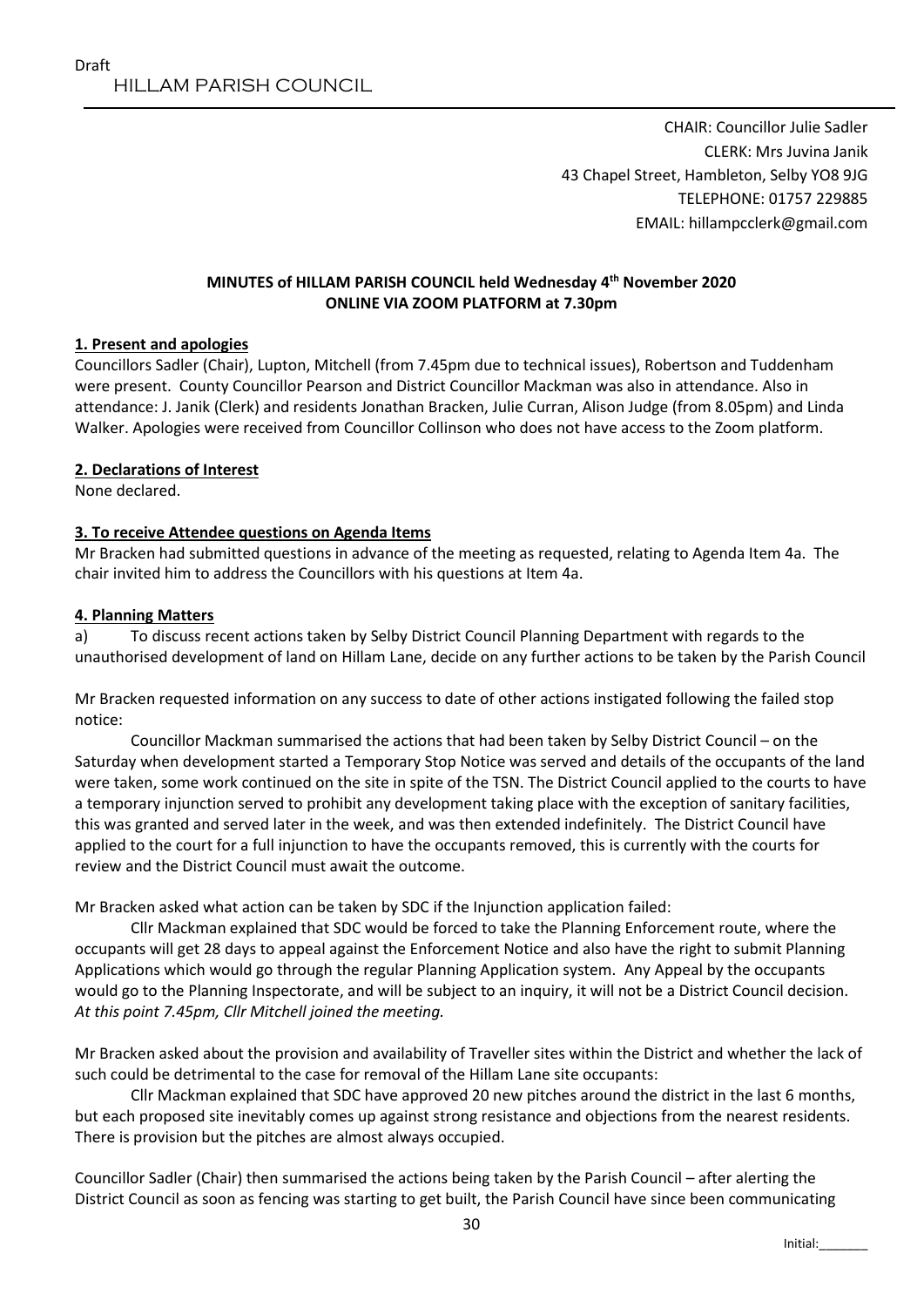Draft

# HILLAM PARISH COUNCIL

CHAIR: Councillor Julie Sadler
CLERK: Mrs Juvina Janik
43 Chapel Street, Hambleton, Selby YO8 9JG
TELEPHONE: 01757 229885
EMAIL: hillampcclerk@gmail.com

**MINUTES of HILLAM PARISH COUNCIL held Wednesday 4th November 2020**
**ONLINE VIA ZOOM PLATFORM at 7.30pm**

**1. Present and apologies**

Councillors Sadler (Chair), Lupton, Mitchell (from 7.45pm due to technical issues), Robertson and Tuddenham were present. County Councillor Pearson and District Councillor Mackman was also in attendance. Also in attendance: J. Janik (Clerk) and residents Jonathan Bracken, Julie Curran, Alison Judge (from 8.05pm) and Linda Walker. Apologies were received from Councillor Collinson who does not have access to the Zoom platform.

**2. Declarations of Interest**

None declared.

**3. To receive Attendee questions on Agenda Items**

Mr Bracken had submitted questions in advance of the meeting as requested, relating to Agenda Item 4a. The chair invited him to address the Councillors with his questions at Item 4a.

**4. Planning Matters**

a) To discuss recent actions taken by Selby District Council Planning Department with regards to the unauthorised development of land on Hillam Lane, decide on any further actions to be taken by the Parish Council

Mr Bracken requested information on any success to date of other actions instigated following the failed stop notice:

Councillor Mackman summarised the actions that had been taken by Selby District Council – on the Saturday when development started a Temporary Stop Notice was served and details of the occupants of the land were taken, some work continued on the site in spite of the TSN. The District Council applied to the courts to have a temporary injunction served to prohibit any development taking place with the exception of sanitary facilities, this was granted and served later in the week, and was then extended indefinitely. The District Council have applied to the court for a full injunction to have the occupants removed, this is currently with the courts for review and the District Council must await the outcome.

Mr Bracken asked what action can be taken by SDC if the Injunction application failed:

Cllr Mackman explained that SDC would be forced to take the Planning Enforcement route, where the occupants will get 28 days to appeal against the Enforcement Notice and also have the right to submit Planning Applications which would go through the regular Planning Application system. Any Appeal by the occupants would go to the Planning Inspectorate, and will be subject to an inquiry, it will not be a District Council decision. *At this point 7.45pm, Cllr Mitchell joined the meeting.*

Mr Bracken asked about the provision and availability of Traveller sites within the District and whether the lack of such could be detrimental to the case for removal of the Hillam Lane site occupants:

Cllr Mackman explained that SDC have approved 20 new pitches around the district in the last 6 months, but each proposed site inevitably comes up against strong resistance and objections from the nearest residents. There is provision but the pitches are almost always occupied.

Councillor Sadler (Chair) then summarised the actions being taken by the Parish Council – after alerting the District Council as soon as fencing was starting to get built, the Parish Council have since been communicating

Initial:_______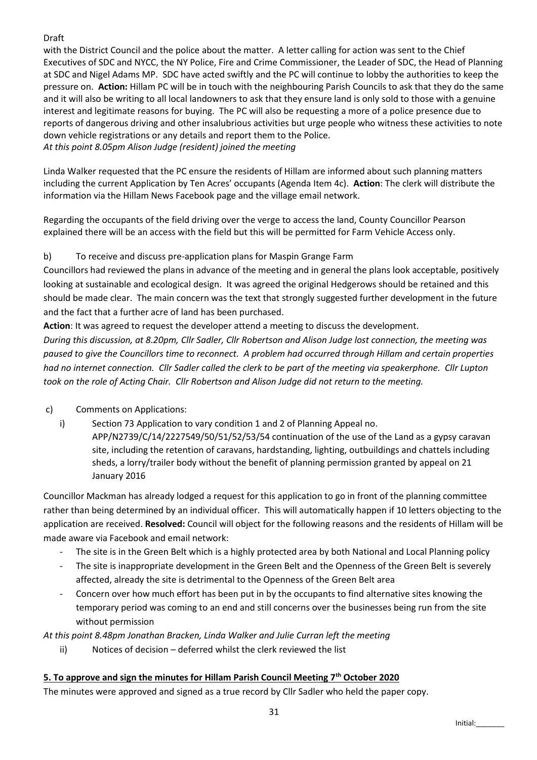Draft

with the District Council and the police about the matter. A letter calling for action was sent to the Chief Executives of SDC and NYCC, the NY Police, Fire and Crime Commissioner, the Leader of SDC, the Head of Planning at SDC and Nigel Adams MP. SDC have acted swiftly and the PC will continue to lobby the authorities to keep the pressure on. **Action:** Hillam PC will be in touch with the neighbouring Parish Councils to ask that they do the same and it will also be writing to all local landowners to ask that they ensure land is only sold to those with a genuine interest and legitimate reasons for buying. The PC will also be requesting a more of a police presence due to reports of dangerous driving and other insalubrious activities but urge people who witness these activities to note down vehicle registrations or any details and report them to the Police.

*At this point 8.05pm Alison Judge (resident) joined the meeting*

Linda Walker requested that the PC ensure the residents of Hillam are informed about such planning matters including the current Application by Ten Acres' occupants (Agenda Item 4c). **Action**: The clerk will distribute the information via the Hillam News Facebook page and the village email network.

Regarding the occupants of the field driving over the verge to access the land, County Councillor Pearson explained there will be an access with the field but this will be permitted for Farm Vehicle Access only.

b) To receive and discuss pre-application plans for Maspin Grange Farm

Councillors had reviewed the plans in advance of the meeting and in general the plans look acceptable, positively looking at sustainable and ecological design. It was agreed the original Hedgerows should be retained and this should be made clear. The main concern was the text that strongly suggested further development in the future and the fact that a further acre of land has been purchased.

**Action**: It was agreed to request the developer attend a meeting to discuss the development.

*During this discussion, at 8.20pm, Cllr Sadler, Cllr Robertson and Alison Judge lost connection, the meeting was paused to give the Councillors time to reconnect. A problem had occurred through Hillam and certain properties had no internet connection. Cllr Sadler called the clerk to be part of the meeting via speakerphone. Cllr Lupton took on the role of Acting Chair. Cllr Robertson and Alison Judge did not return to the meeting.*

c) Comments on Applications:

i) Section 73 Application to vary condition 1 and 2 of Planning Appeal no. APP/N2739/C/14/2227549/50/51/52/53/54 continuation of the use of the Land as a gypsy caravan site, including the retention of caravans, hardstanding, lighting, outbuildings and chattels including sheds, a lorry/trailer body without the benefit of planning permission granted by appeal on 21 January 2016

Councillor Mackman has already lodged a request for this application to go in front of the planning committee rather than being determined by an individual officer. This will automatically happen if 10 letters objecting to the application are received. **Resolved:** Council will object for the following reasons and the residents of Hillam will be made aware via Facebook and email network:

- The site is in the Green Belt which is a highly protected area by both National and Local Planning policy
- The site is inappropriate development in the Green Belt and the Openness of the Green Belt is severely affected, already the site is detrimental to the Openness of the Green Belt area
- Concern over how much effort has been put in by the occupants to find alternative sites knowing the temporary period was coming to an end and still concerns over the businesses being run from the site without permission

*At this point 8.48pm Jonathan Bracken, Linda Walker and Julie Curran left the meeting*

ii) Notices of decision – deferred whilst the clerk reviewed the list

## 5. To approve and sign the minutes for Hillam Parish Council Meeting 7th October 2020

The minutes were approved and signed as a true record by Cllr Sadler who held the paper copy.

Initial:_______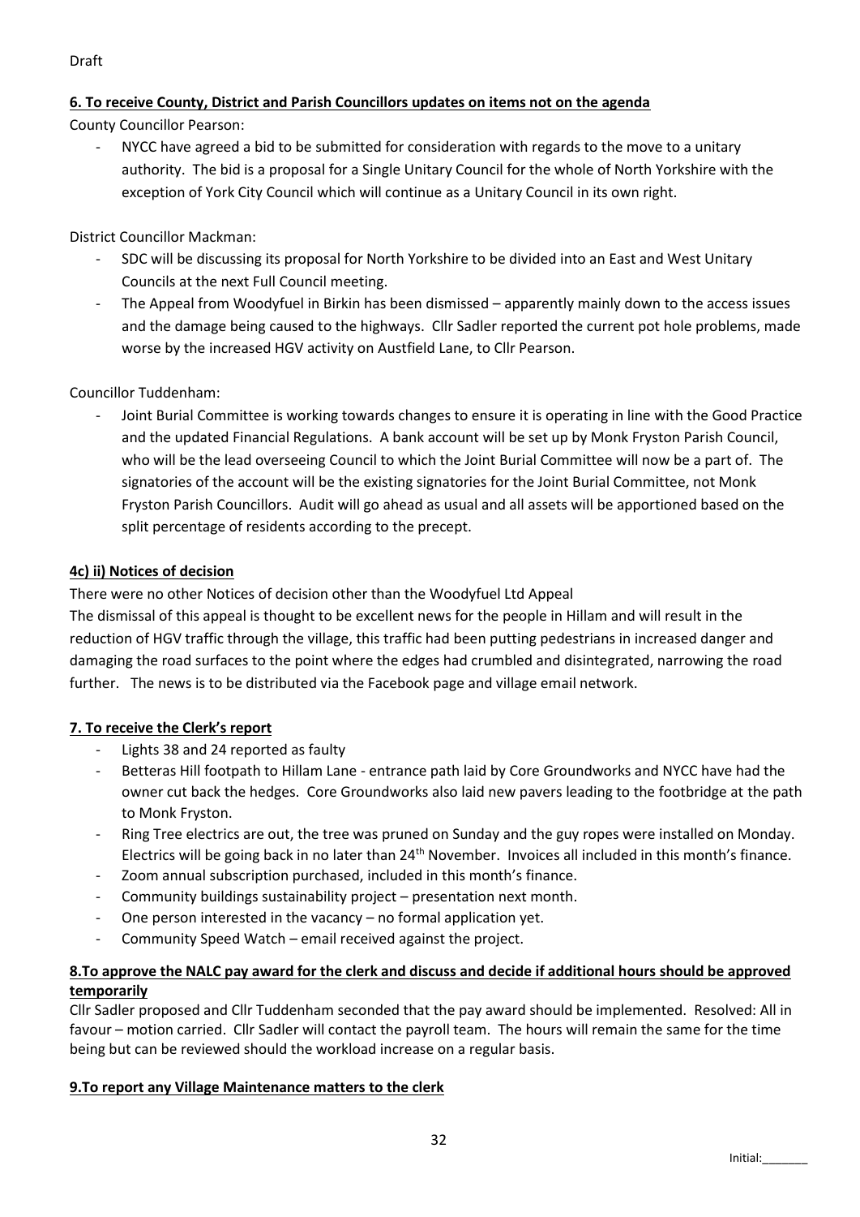Draft

**6. To receive County, District and Parish Councillors updates on items not on the agenda**

County Councillor Pearson:

- NYCC have agreed a bid to be submitted for consideration with regards to the move to a unitary authority. The bid is a proposal for a Single Unitary Council for the whole of North Yorkshire with the exception of York City Council which will continue as a Unitary Council in its own right.

District Councillor Mackman:

- SDC will be discussing its proposal for North Yorkshire to be divided into an East and West Unitary Councils at the next Full Council meeting.
- The Appeal from Woodyfuel in Birkin has been dismissed – apparently mainly down to the access issues and the damage being caused to the highways. Cllr Sadler reported the current pot hole problems, made worse by the increased HGV activity on Austfield Lane, to Cllr Pearson.

Councillor Tuddenham:

- Joint Burial Committee is working towards changes to ensure it is operating in line with the Good Practice and the updated Financial Regulations. A bank account will be set up by Monk Fryston Parish Council, who will be the lead overseeing Council to which the Joint Burial Committee will now be a part of. The signatories of the account will be the existing signatories for the Joint Burial Committee, not Monk Fryston Parish Councillors. Audit will go ahead as usual and all assets will be apportioned based on the split percentage of residents according to the precept.

**4c) ii) Notices of decision**

There were no other Notices of decision other than the Woodyfuel Ltd Appeal

The dismissal of this appeal is thought to be excellent news for the people in Hillam and will result in the reduction of HGV traffic through the village, this traffic had been putting pedestrians in increased danger and damaging the road surfaces to the point where the edges had crumbled and disintegrated, narrowing the road further. The news is to be distributed via the Facebook page and village email network.

**7. To receive the Clerk's report**

- Lights 38 and 24 reported as faulty
- Betteras Hill footpath to Hillam Lane - entrance path laid by Core Groundworks and NYCC have had the owner cut back the hedges. Core Groundworks also laid new pavers leading to the footbridge at the path to Monk Fryston.
- Ring Tree electrics are out, the tree was pruned on Sunday and the guy ropes were installed on Monday. Electrics will be going back in no later than 24th November. Invoices all included in this month's finance.
- Zoom annual subscription purchased, included in this month's finance.
- Community buildings sustainability project – presentation next month.
- One person interested in the vacancy – no formal application yet.
- Community Speed Watch – email received against the project.

**8.To approve the NALC pay award for the clerk and discuss and decide if additional hours should be approved temporarily**

Cllr Sadler proposed and Cllr Tuddenham seconded that the pay award should be implemented. Resolved: All in favour – motion carried. Cllr Sadler will contact the payroll team. The hours will remain the same for the time being but can be reviewed should the workload increase on a regular basis.

**9.To report any Village Maintenance matters to the clerk**

Initial:_______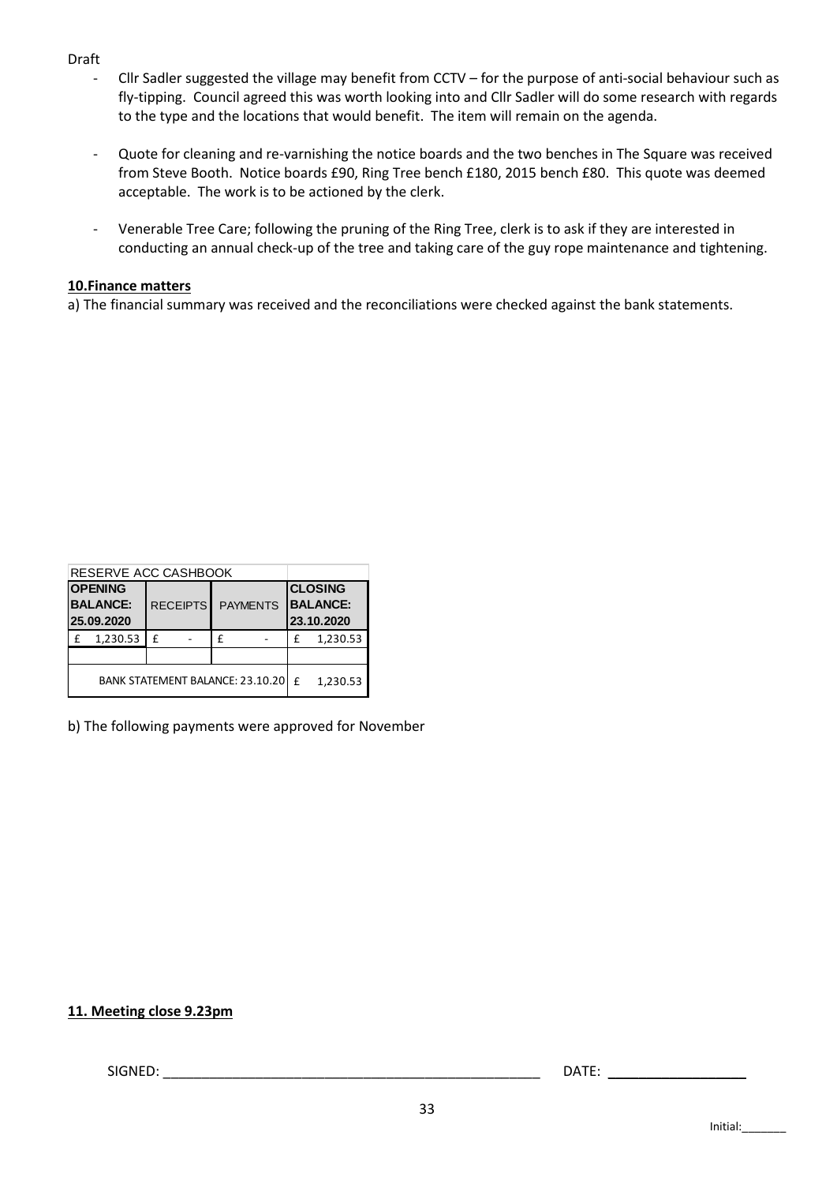Draft

- Cllr Sadler suggested the village may benefit from CCTV – for the purpose of anti-social behaviour such as fly-tipping. Council agreed this was worth looking into and Cllr Sadler will do some research with regards to the type and the locations that would benefit. The item will remain on the agenda.

- Quote for cleaning and re-varnishing the notice boards and the two benches in The Square was received from Steve Booth. Notice boards £90, Ring Tree bench £180, 2015 bench £80. This quote was deemed acceptable. The work is to be actioned by the clerk.

- Venerable Tree Care; following the pruning of the Ring Tree, clerk is to ask if they are interested in conducting an annual check-up of the tree and taking care of the guy rope maintenance and tightening.

**10.Finance matters**

a) The financial summary was received and the reconciliations were checked against the bank statements.

| RESERVE ACC CASHBOOK | | | |
|---|---|---|---|
| **OPENING BALANCE: 25.09.2020** | RECEIPTS | PAYMENTS | **CLOSING BALANCE: 23.10.2020** |
| £ 1,230.53 | £ - | £ - | £ 1,230.53 |
| | | | |
| BANK STATEMENT BALANCE: 23.10.20 | | | £ 1,230.53 |

b) The following payments were approved for November

**11. Meeting close 9.23pm**

SIGNED: ________________________________________________ DATE: ________________

Initial:_______